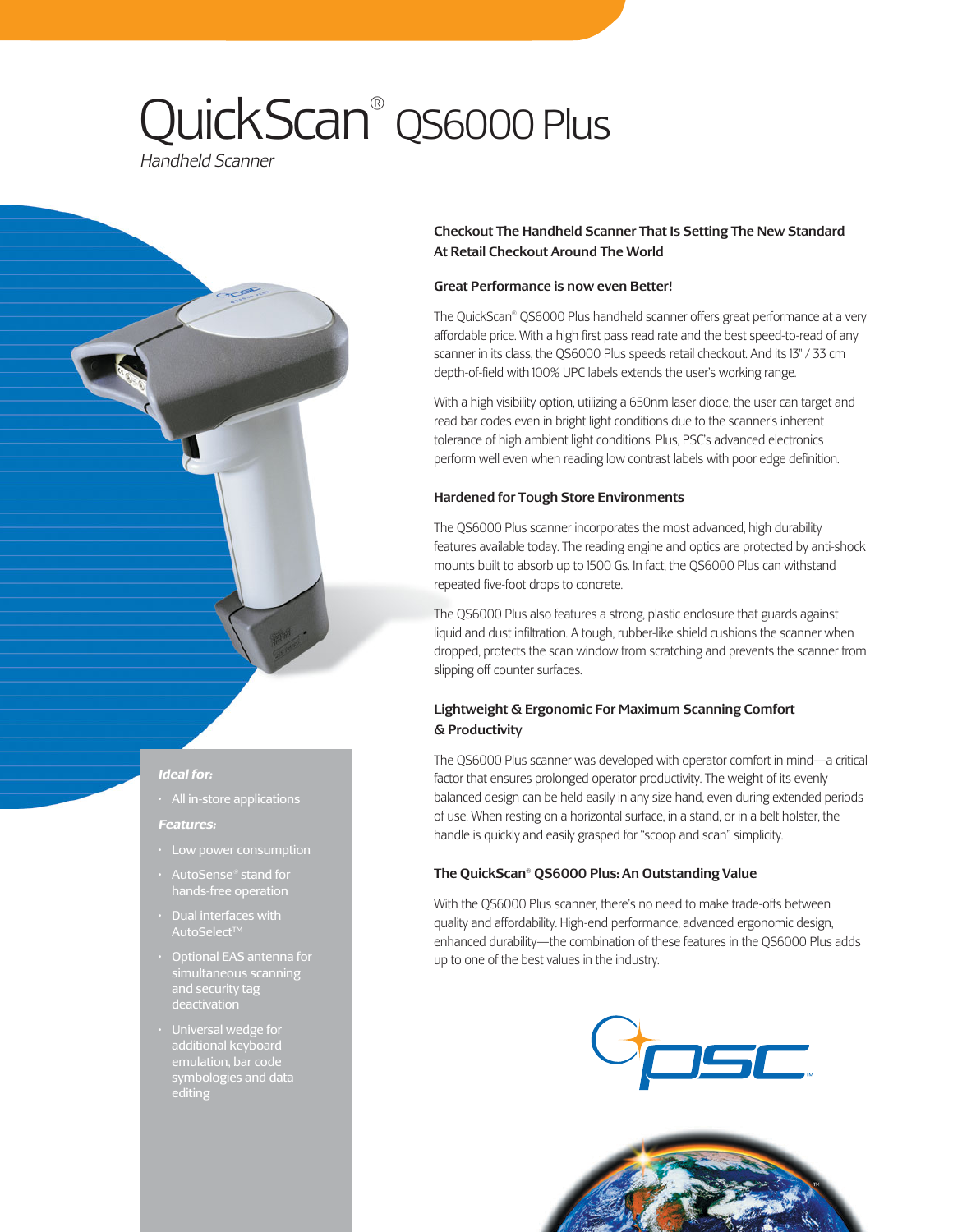# QuickScan® QS6000 Plus

*Handheld Scanner*

***Ideal for:***

- All in-store applications

***Features:***

- Low power consumption
- AutoSense® stand for hands-free operation
- Dual interfaces with AutoSelect™
- Optional EAS antenna for simultaneous scanning and security tag deactivation
- Universal wedge for additional keyboard emulation, bar code symbologies and data editing

## Checkout The Handheld Scanner That Is Setting The New Standard At Retail Checkout Around The World

### Great Performance is now even Better!

The QuickScan® QS6000 Plus handheld scanner offers great performance at a very affordable price. With a high first pass read rate and the best speed-to-read of any scanner in its class, the QS6000 Plus speeds retail checkout. And its 13" / 33 cm depth-of-field with 100% UPC labels extends the user's working range.

With a high visibility option, utilizing a 650nm laser diode, the user can target and read bar codes even in bright light conditions due to the scanner's inherent tolerance of high ambient light conditions. Plus, PSC's advanced electronics perform well even when reading low contrast labels with poor edge definition.

### Hardened for Tough Store Environments

The QS6000 Plus scanner incorporates the most advanced, high durability features available today. The reading engine and optics are protected by anti-shock mounts built to absorb up to 1500 Gs. In fact, the QS6000 Plus can withstand repeated five-foot drops to concrete.

The QS6000 Plus also features a strong, plastic enclosure that guards against liquid and dust infiltration. A tough, rubber-like shield cushions the scanner when dropped, protects the scan window from scratching and prevents the scanner from slipping off counter surfaces.

### Lightweight & Ergonomic For Maximum Scanning Comfort & Productivity

The QS6000 Plus scanner was developed with operator comfort in mind—a critical factor that ensures prolonged operator productivity. The weight of its evenly balanced design can be held easily in any size hand, even during extended periods of use. When resting on a horizontal surface, in a stand, or in a belt holster, the handle is quickly and easily grasped for "scoop and scan" simplicity.

### The QuickScan® QS6000 Plus: An Outstanding Value

With the QS6000 Plus scanner, there's no need to make trade-offs between quality and affordability. High-end performance, advanced ergonomic design, enhanced durability—the combination of these features in the QS6000 Plus adds up to one of the best values in the industry.

PSC™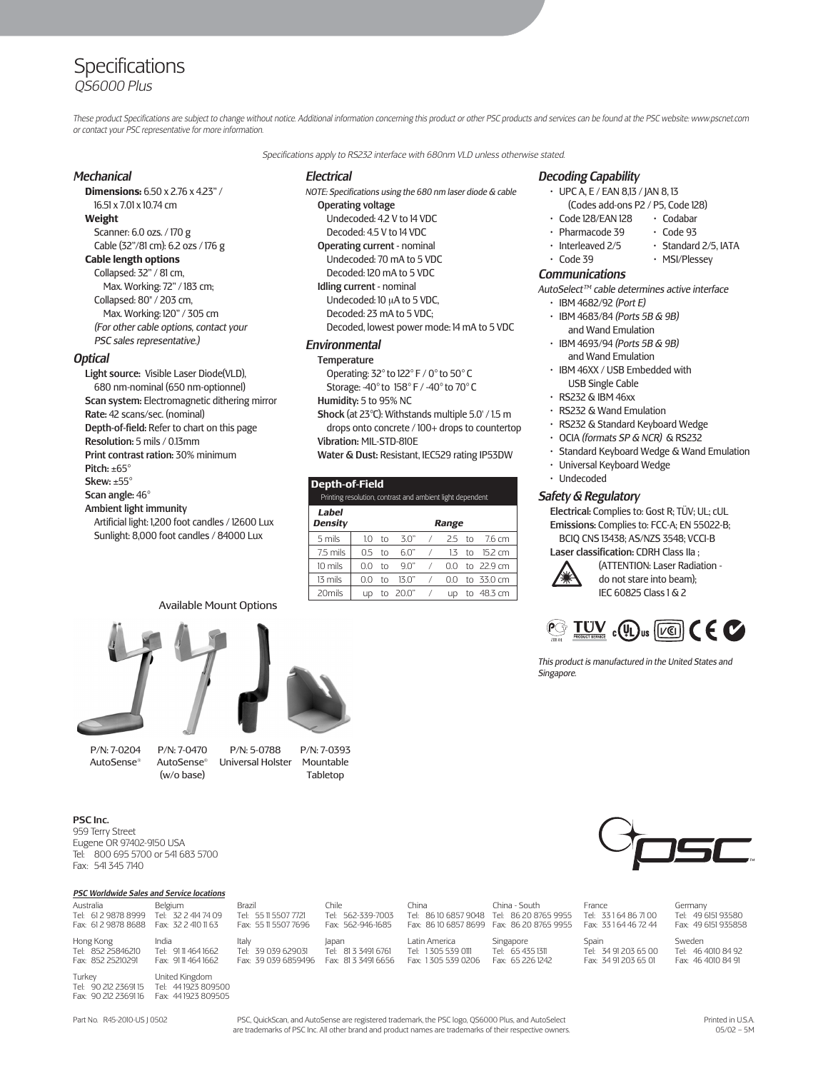# Specifications

*QS6000 Plus*

*These product Specifications are subject to change without notice. Additional information concerning this product or other PSC products and services can be found at the PSC website: www.pscnet.com or contact your PSC representative for more information.*

*Specifications apply to RS232 interface with 680nm VLD unless otherwise stated.*

## Mechanical

**Dimensions:** 6.50 x 2.76 x 4.23" / 16.51 x 7.01 x 10.74 cm

**Weight**

Scanner: 6.0 ozs. / 170 g

Cable (32"/81 cm): 6.2 ozs / 176 g

**Cable length options**

Collapsed: 32" / 81 cm, Max. Working: 72" / 183 cm;

Collapsed: 80" / 203 cm, Max. Working: 120" / 305 cm

*(For other cable options, contact your PSC sales representative.)*

## Optical

**Light source:** Visible Laser Diode(VLD), 680 nm-nominal (650 nm-optionnel)

**Scan system:** Electromagnetic dithering mirror

**Rate:** 42 scans/sec. (nominal)

**Depth-of-field:** Refer to chart on this page

**Resolution:** 5 mils / 0.13mm

**Print contrast ration:** 30% minimum

**Pitch:** ±65°

**Skew:** ±55°

**Scan angle:** 46°

**Ambient light immunity**

Artificial light: 1,200 foot candles / 12600 Lux

Sunlight: 8,000 foot candles / 84000 Lux

## Electrical

*NOTE: Specifications using the 680 nm laser diode & cable*

**Operating voltage**

Undecoded: 4.2 V to 14 VDC

Decoded: 4.5 V to 14 VDC

**Operating current** - nominal

Undecoded: 70 mA to 5 VDC

Decoded: 120 mA to 5 VDC

**Idling current** - nominal

Undecoded: 10 µA to 5 VDC,

Decoded: 23 mA to 5 VDC;

Decoded, lowest power mode: 14 mA to 5 VDC

## Environmental

**Temperature**

Operating: 32° to 122° F / 0° to 50° C

Storage: -40° to 158° F / -40° to 70° C

**Humidity:** 5 to 95% NC

**Shock** (at 23°C): Withstands multiple 5.0' / 1.5 m drops onto concrete / 100+ drops to countertop

**Vibration:** MIL-STD-810E

**Water & Dust:** Resistant, IEC529 rating IP53DW

**Depth-of-Field**

Printing resolution, contrast and ambient light dependent

| Label Density | Range | |
|---|---|---|
| 5 mils | 1.0 to 3.0" | 2.5 to 7.6 cm |
| 7.5 mils | 0.5 to 6.0" | 1.3 to 15.2 cm |
| 10 mils | 0.0 to 9.0" | 0.0 to 22.9 cm |
| 13 mils | 0.0 to 13.0" | 0.0 to 33.0 cm |
| 20mils | up to 20.0" | up to 48.3 cm |

## Decoding Capability

- UPC A, E / EAN 8,13 / JAN 8, 13 (Codes add-ons P2 / P5, Code 128)
- Code 128/EAN 128
- Pharmacode 39
- Interleaved 2/5
- Code 39
- Codabar
- Code 93
- Standard 2/5, IATA
- MSI/Plessey

## Communications

*AutoSelect™ cable determines active interface*

- IBM 4682/92 *(Port E)*
- IBM 4683/84 *(Ports 5B & 9B)* and Wand Emulation
- IBM 4693/94 *(Ports 5B & 9B)* and Wand Emulation
- IBM 46XX / USB Embedded with USB Single Cable
- RS232 & IBM 46xx
- RS232 & Wand Emulation
- RS232 & Standard Keyboard Wedge
- OCIA *(formats SP & NCR)* & RS232
- Standard Keyboard Wedge & Wand Emulation
- Universal Keyboard Wedge
- Undecoded

## Safety & Regulatory

**Electrical:** Complies to: Gost R; TÜV; UL; cUL

**Emissions:** Complies to: FCC-A; EN 55022-B; BCIQ CNS 13438; AS/NZS 3548; VCCI-B

**Laser classification:** CDRH Class IIa ; (ATTENTION: Laser Radiation - do not stare into beam); IEC 60825 Class 1 & 2

*This product is manufactured in the United States and Singapore.*

Available Mount Options

P/N: 7-0204 AutoSense®

P/N: 7-0470 AutoSense® (w/o base)

P/N: 5-0788 Universal Holster

P/N: 7-0393 Mountable Tabletop

**PSC Inc.**
959 Terry Street
Eugene OR 97402-9150 USA
Tel: 800 695 5700 or 541 683 5700
Fax: 541 345 7140

***PSC Worldwide Sales and Service locations***

Australia — Tel: 61 2 9878 8999, Fax: 61 2 9878 8688
Belgium — Tel: 32 2 414 74 09, Fax: 32 2 410 11 63
Brazil — Tel: 55 11 5507 7721, Fax: 55 11 5507 7696
Chile — Tel: 562-339-7003, Fax: 562-946-1685
China — Tel: 86 10 6857 9048, Fax: 86 10 6857 8699
China - South — Tel: 86 20 8765 9955, Fax: 86 20 8765 9955
France — Tel: 33 1 64 86 71 00, Fax: 33 1 64 46 72 44
Germany — Tel: 49 6151 93580, Fax: 49 6151 935858
Hong Kong — Tel: 852 25846210, Fax: 852 25210291
India — Tel: 91 11 464 1662, Fax: 91 11 464 1662
Italy — Tel: 39 039 629031, Fax: 39 039 6859496
Japan — Tel: 81 3 3491 6761, Fax: 81 3 3491 6656
Latin America — Tel: 1 305 539 0111, Fax: 1 305 539 0206
Singapore — Tel: 65 435 1311, Fax: 65 226 1242
Spain — Tel: 34 91 203 65 00, Fax: 34 91 203 65 01
Sweden — Tel: 46 4010 84 92, Fax: 46 4010 84 91
Turkey — Tel: 90 212 2369115, Fax: 90 212 2369116
United Kingdom — Tel: 44 1923 809500, Fax: 44 1923 809505

Part No. R45-2010-US J 0502

PSC, QuickScan, and AutoSense are registered trademark, the PSC logo, QS6000 Plus, and AutoSelect are trademarks of PSC Inc. All other brand and product names are trademarks of their respective owners.

Printed in U.S.A. 05/02 – 5M